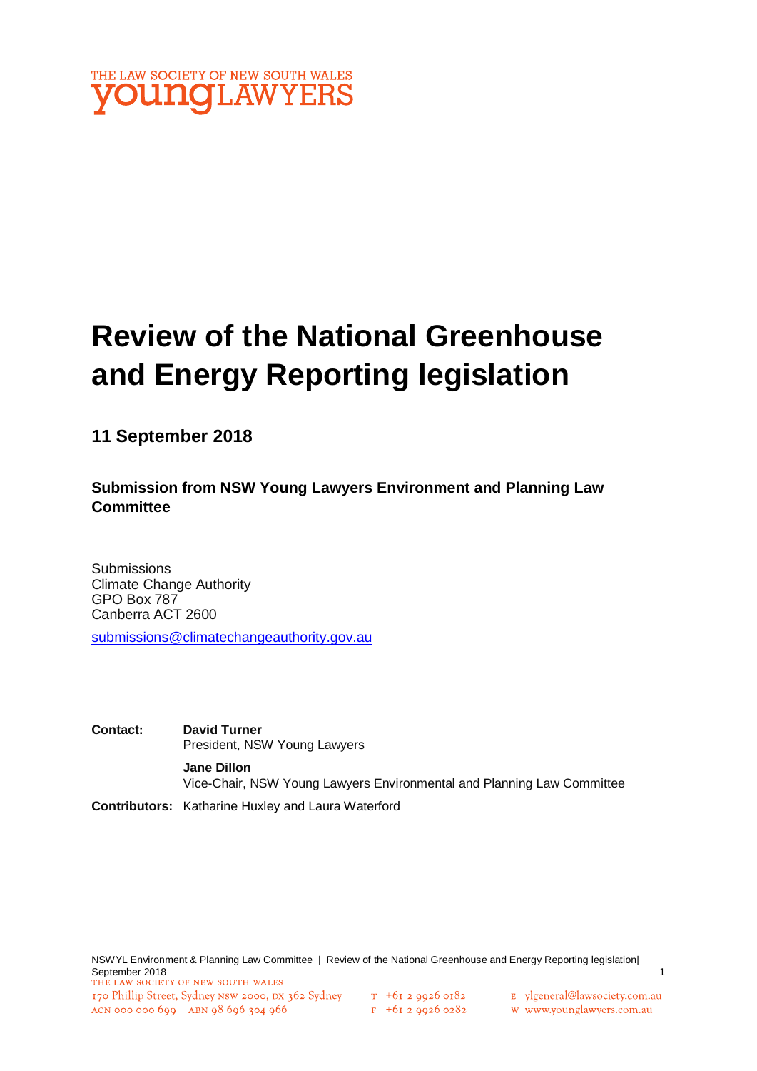THE LAW SOCIETY OF NEW SOUTH WALES
**youngLAWYERS**

# Review of the National Greenhouse and Energy Reporting legislation

## 11 September 2018

### Submission from NSW Young Lawyers Environment and Planning Law Committee

Submissions
Climate Change Authority
GPO Box 787
Canberra ACT 2600

submissions@climatechangeauthority.gov.au

**Contact:** **David Turner**
President, NSW Young Lawyers

**Jane Dillon**
Vice-Chair, NSW Young Lawyers Environmental and Planning Law Committee

**Contributors:** Katharine Huxley and Laura Waterford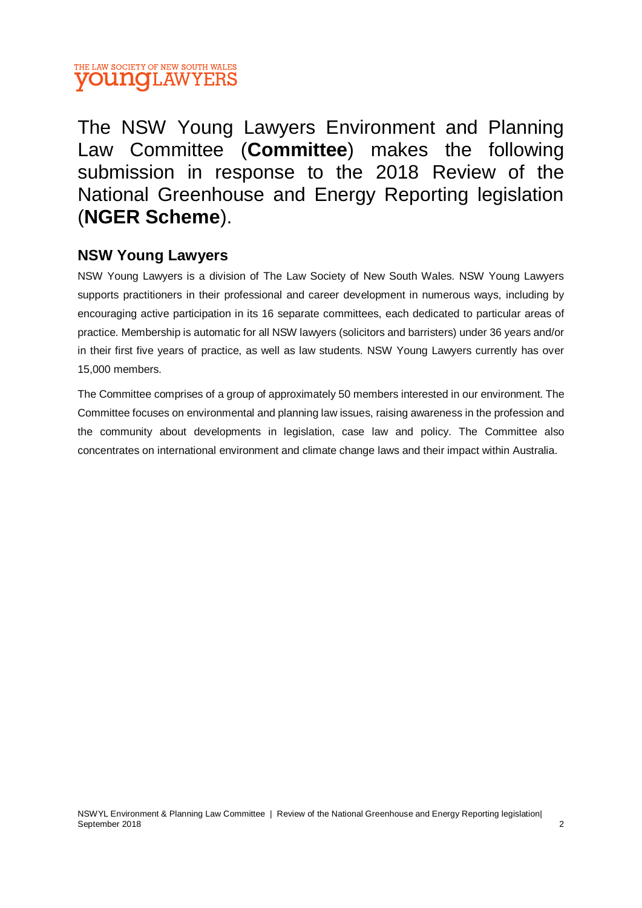The NSW Young Lawyers Environment and Planning Law Committee (**Committee**) makes the following submission in response to the 2018 Review of the National Greenhouse and Energy Reporting legislation (**NGER Scheme**).

## NSW Young Lawyers

NSW Young Lawyers is a division of The Law Society of New South Wales. NSW Young Lawyers supports practitioners in their professional and career development in numerous ways, including by encouraging active participation in its 16 separate committees, each dedicated to particular areas of practice. Membership is automatic for all NSW lawyers (solicitors and barristers) under 36 years and/or in their first five years of practice, as well as law students. NSW Young Lawyers currently has over 15,000 members.

The Committee comprises of a group of approximately 50 members interested in our environment. The Committee focuses on environmental and planning law issues, raising awareness in the profession and the community about developments in legislation, case law and policy. The Committee also concentrates on international environment and climate change laws and their impact within Australia.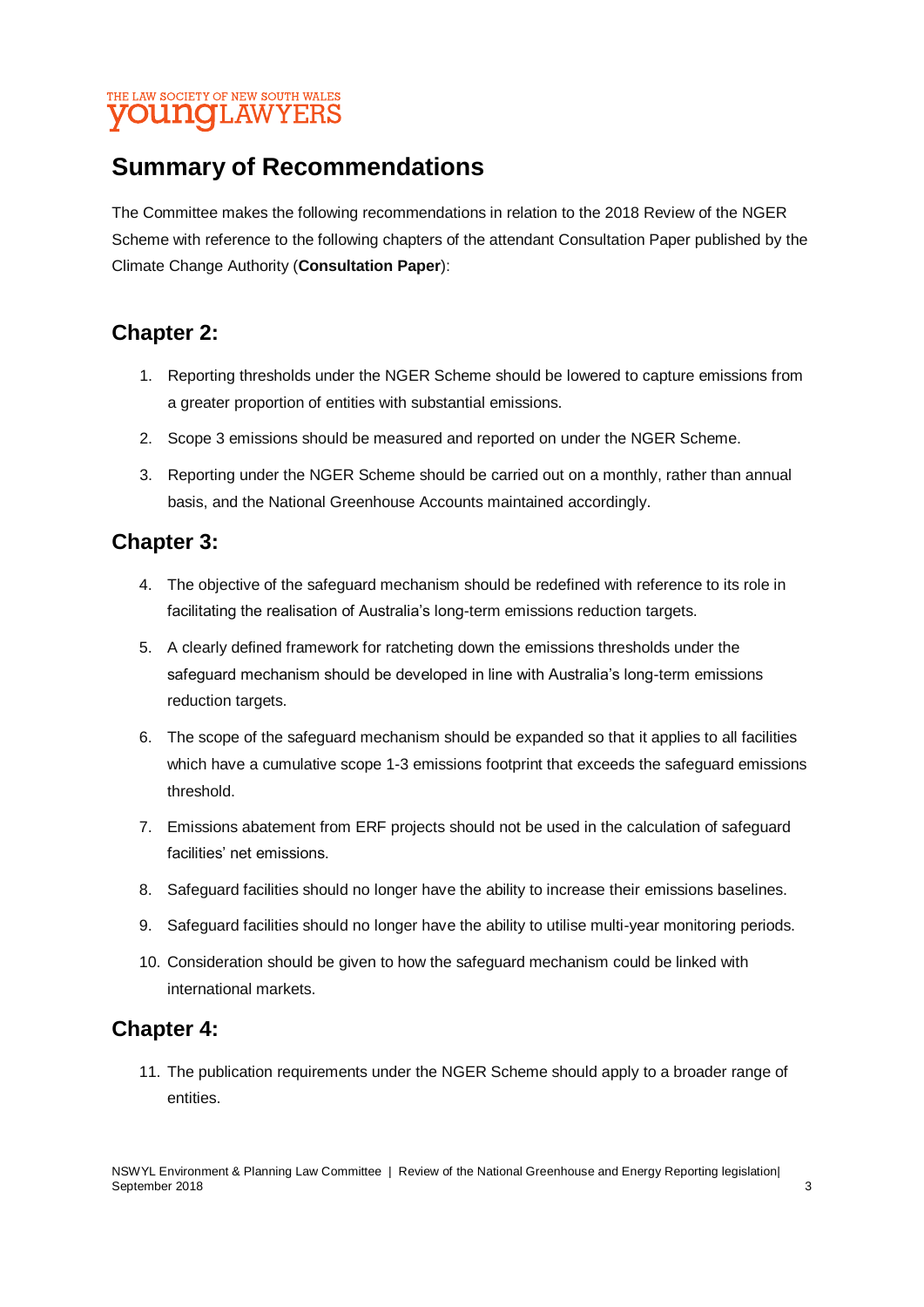## Summary of Recommendations

The Committee makes the following recommendations in relation to the 2018 Review of the NGER Scheme with reference to the following chapters of the attendant Consultation Paper published by the Climate Change Authority (**Consultation Paper**):

### Chapter 2:

1. Reporting thresholds under the NGER Scheme should be lowered to capture emissions from a greater proportion of entities with substantial emissions.
2. Scope 3 emissions should be measured and reported on under the NGER Scheme.
3. Reporting under the NGER Scheme should be carried out on a monthly, rather than annual basis, and the National Greenhouse Accounts maintained accordingly.

### Chapter 3:

4. The objective of the safeguard mechanism should be redefined with reference to its role in facilitating the realisation of Australia's long-term emissions reduction targets.
5. A clearly defined framework for ratcheting down the emissions thresholds under the safeguard mechanism should be developed in line with Australia's long-term emissions reduction targets.
6. The scope of the safeguard mechanism should be expanded so that it applies to all facilities which have a cumulative scope 1-3 emissions footprint that exceeds the safeguard emissions threshold.
7. Emissions abatement from ERF projects should not be used in the calculation of safeguard facilities' net emissions.
8. Safeguard facilities should no longer have the ability to increase their emissions baselines.
9. Safeguard facilities should no longer have the ability to utilise multi-year monitoring periods.
10. Consideration should be given to how the safeguard mechanism could be linked with international markets.

### Chapter 4:

11. The publication requirements under the NGER Scheme should apply to a broader range of entities.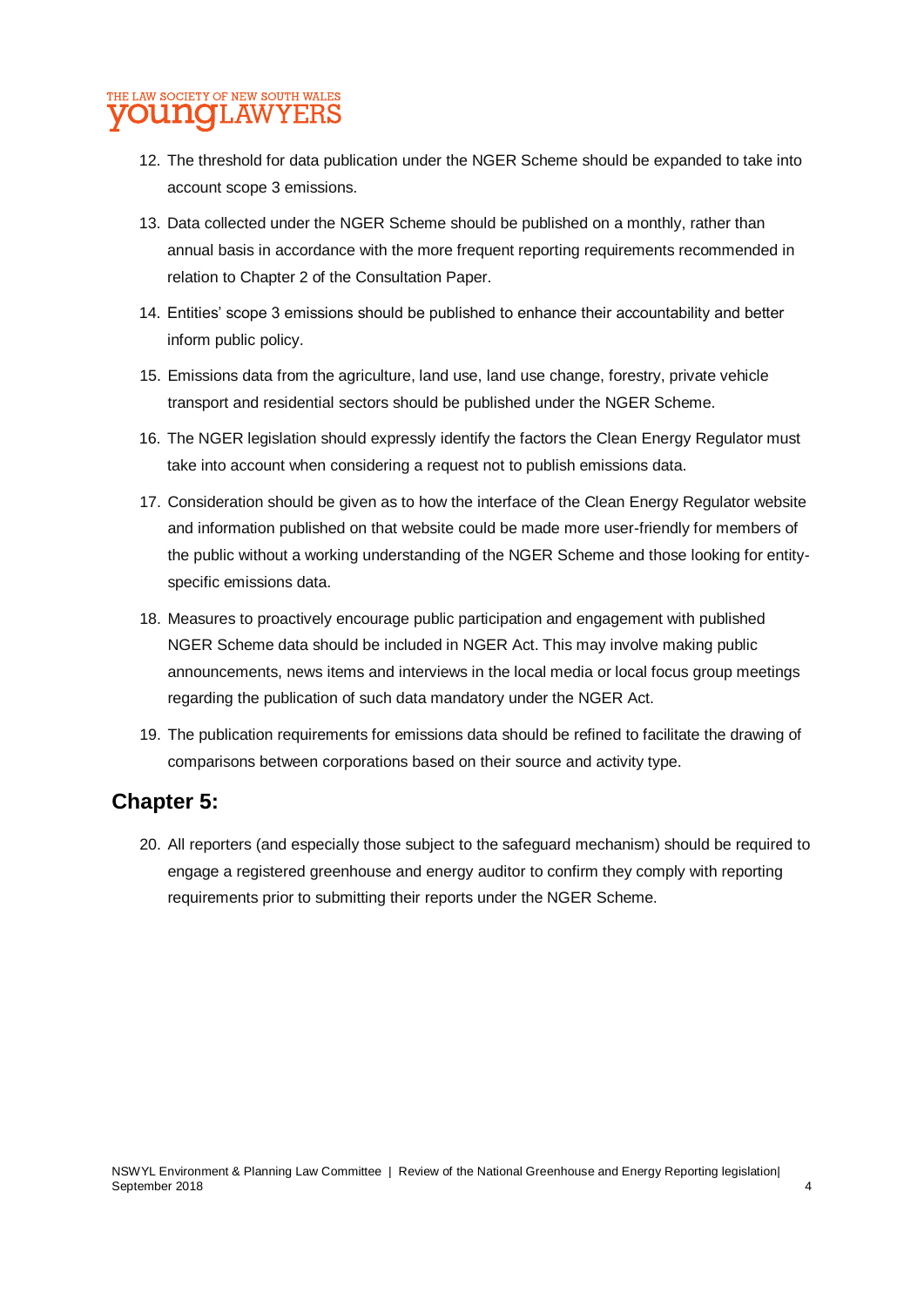12. The threshold for data publication under the NGER Scheme should be expanded to take into account scope 3 emissions.
13. Data collected under the NGER Scheme should be published on a monthly, rather than annual basis in accordance with the more frequent reporting requirements recommended in relation to Chapter 2 of the Consultation Paper.
14. Entities' scope 3 emissions should be published to enhance their accountability and better inform public policy.
15. Emissions data from the agriculture, land use, land use change, forestry, private vehicle transport and residential sectors should be published under the NGER Scheme.
16. The NGER legislation should expressly identify the factors the Clean Energy Regulator must take into account when considering a request not to publish emissions data.
17. Consideration should be given as to how the interface of the Clean Energy Regulator website and information published on that website could be made more user-friendly for members of the public without a working understanding of the NGER Scheme and those looking for entity-specific emissions data.
18. Measures to proactively encourage public participation and engagement with published NGER Scheme data should be included in NGER Act. This may involve making public announcements, news items and interviews in the local media or local focus group meetings regarding the publication of such data mandatory under the NGER Act.
19. The publication requirements for emissions data should be refined to facilitate the drawing of comparisons between corporations based on their source and activity type.

## Chapter 5:

20. All reporters (and especially those subject to the safeguard mechanism) should be required to engage a registered greenhouse and energy auditor to confirm they comply with reporting requirements prior to submitting their reports under the NGER Scheme.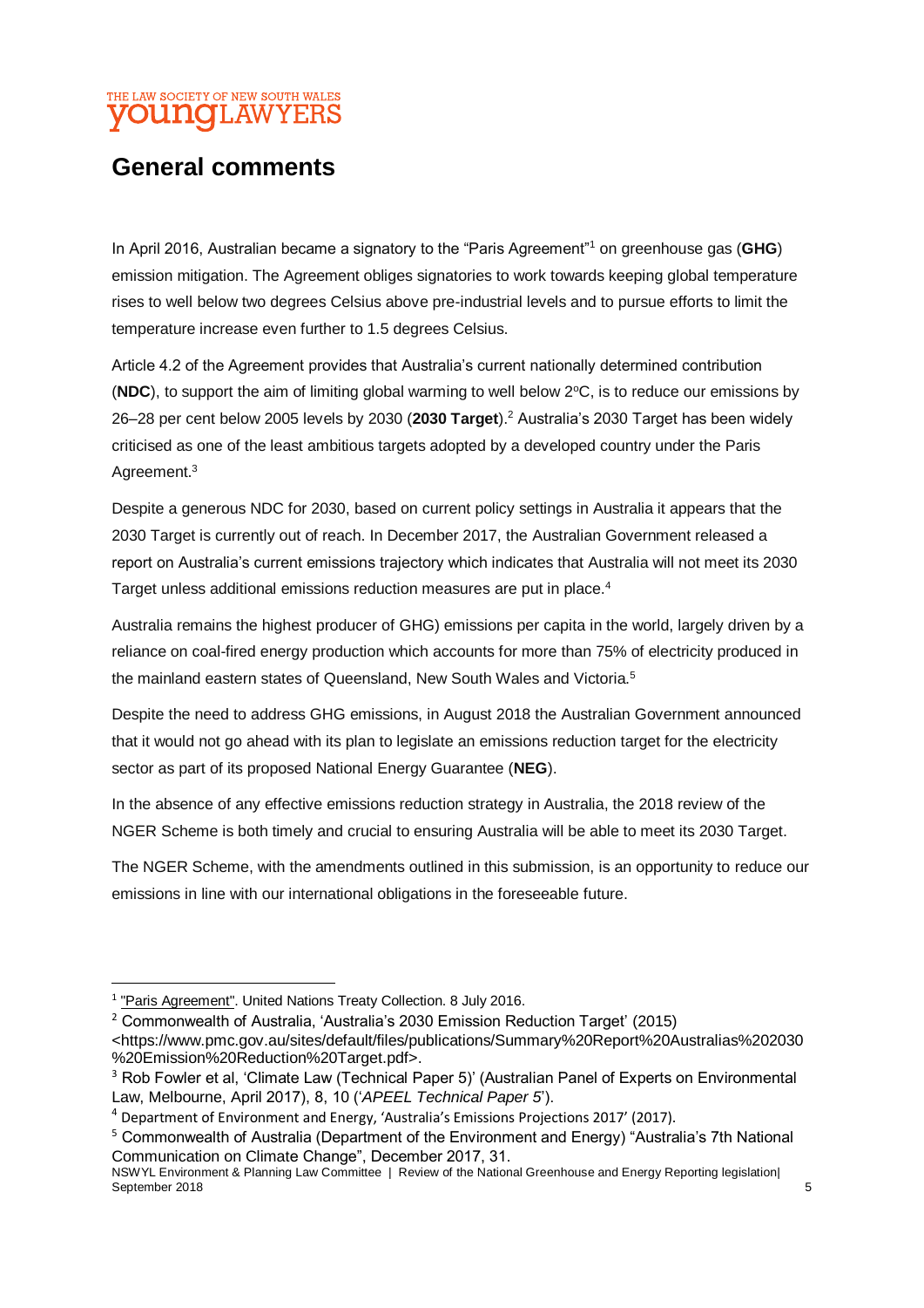## General comments

In April 2016, Australian became a signatory to the "Paris Agreement"[1] on greenhouse gas (**GHG**) emission mitigation. The Agreement obliges signatories to work towards keeping global temperature rises to well below two degrees Celsius above pre-industrial levels and to pursue efforts to limit the temperature increase even further to 1.5 degrees Celsius.

Article 4.2 of the Agreement provides that Australia's current nationally determined contribution (**NDC**), to support the aim of limiting global warming to well below 2°C, is to reduce our emissions by 26–28 per cent below 2005 levels by 2030 (**2030 Target**).[2] Australia's 2030 Target has been widely criticised as one of the least ambitious targets adopted by a developed country under the Paris Agreement.[3]

Despite a generous NDC for 2030, based on current policy settings in Australia it appears that the 2030 Target is currently out of reach. In December 2017, the Australian Government released a report on Australia's current emissions trajectory which indicates that Australia will not meet its 2030 Target unless additional emissions reduction measures are put in place.[4]

Australia remains the highest producer of GHG) emissions per capita in the world, largely driven by a reliance on coal-fired energy production which accounts for more than 75% of electricity produced in the mainland eastern states of Queensland, New South Wales and Victoria.[5]

Despite the need to address GHG emissions, in August 2018 the Australian Government announced that it would not go ahead with its plan to legislate an emissions reduction target for the electricity sector as part of its proposed National Energy Guarantee (**NEG**).

In the absence of any effective emissions reduction strategy in Australia, the 2018 review of the NGER Scheme is both timely and crucial to ensuring Australia will be able to meet its 2030 Target.

The NGER Scheme, with the amendments outlined in this submission, is an opportunity to reduce our emissions in line with our international obligations in the foreseeable future.

---

[1] "Paris Agreement". United Nations Treaty Collection. 8 July 2016.

[2] Commonwealth of Australia, 'Australia's 2030 Emission Reduction Target' (2015) <https://www.pmc.gov.au/sites/default/files/publications/Summary%20Report%20Australias%202030%20Emission%20Reduction%20Target.pdf>.

[3] Rob Fowler et al, 'Climate Law (Technical Paper 5)' (Australian Panel of Experts on Environmental Law, Melbourne, April 2017), 8, 10 ('*APEEL Technical Paper 5*').

[4] Department of Environment and Energy, 'Australia's Emissions Projections 2017' (2017).

[5] Commonwealth of Australia (Department of the Environment and Energy) "Australia's 7th National Communication on Climate Change", December 2017, 31.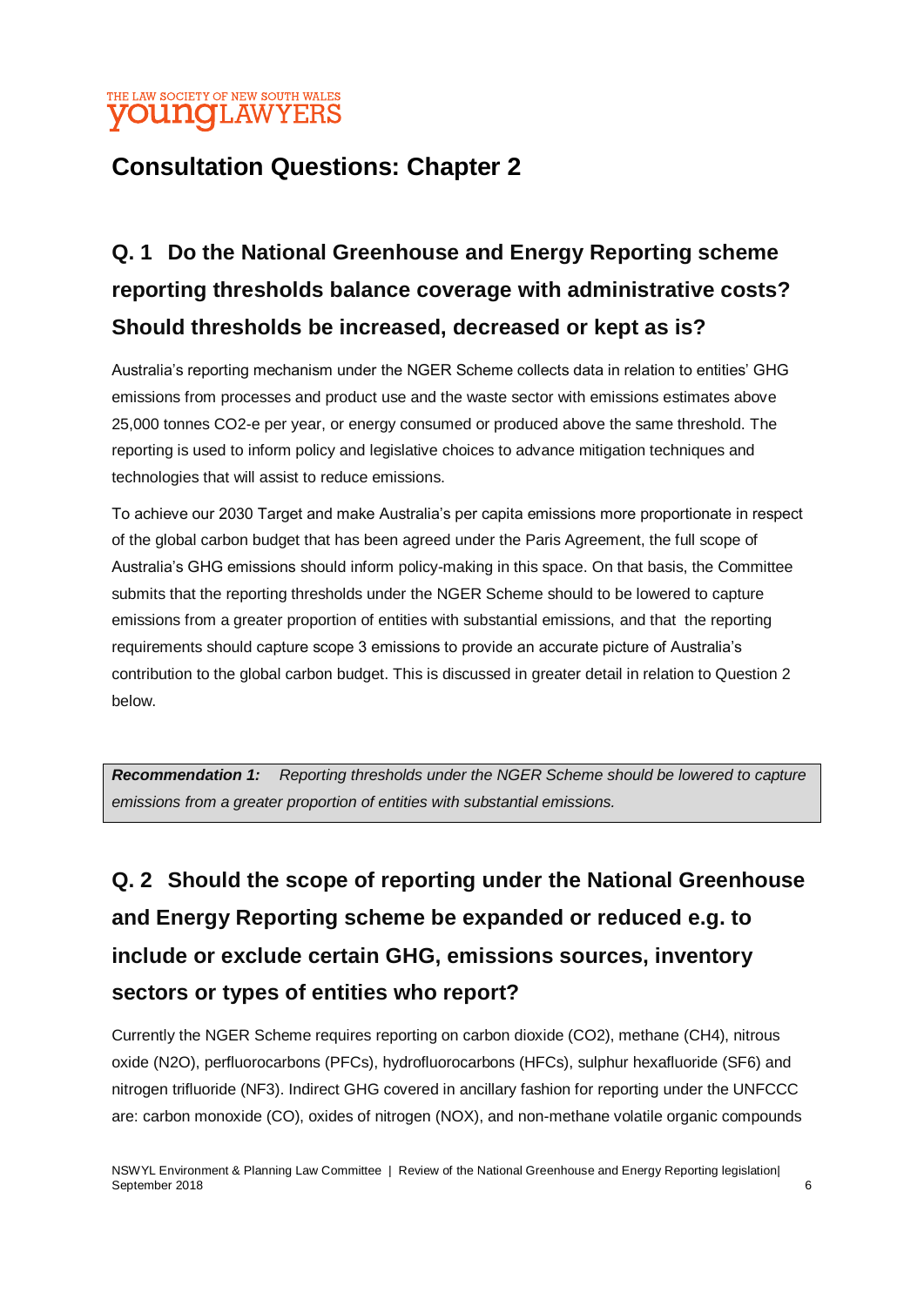## Consultation Questions: Chapter 2

### Q. 1 Do the National Greenhouse and Energy Reporting scheme reporting thresholds balance coverage with administrative costs? Should thresholds be increased, decreased or kept as is?

Australia's reporting mechanism under the NGER Scheme collects data in relation to entities' GHG emissions from processes and product use and the waste sector with emissions estimates above 25,000 tonnes $CO_2$-e per year, or energy consumed or produced above the same threshold. The reporting is used to inform policy and legislative choices to advance mitigation techniques and technologies that will assist to reduce emissions.

To achieve our 2030 Target and make Australia's per capita emissions more proportionate in respect of the global carbon budget that has been agreed under the Paris Agreement, the full scope of Australia's GHG emissions should inform policy-making in this space. On that basis, the Committee submits that the reporting thresholds under the NGER Scheme should to be lowered to capture emissions from a greater proportion of entities with substantial emissions, and that the reporting requirements should capture scope 3 emissions to provide an accurate picture of Australia's contribution to the global carbon budget. This is discussed in greater detail in relation to Question 2 below.

> ***Recommendation 1:*** *Reporting thresholds under the NGER Scheme should be lowered to capture emissions from a greater proportion of entities with substantial emissions.*

### Q. 2 Should the scope of reporting under the National Greenhouse and Energy Reporting scheme be expanded or reduced e.g. to include or exclude certain GHG, emissions sources, inventory sectors or types of entities who report?

Currently the NGER Scheme requires reporting on carbon dioxide ($CO_2$), methane ($CH_4$), nitrous oxide ($N_2O$), perfluorocarbons (PFCs), hydrofluorocarbons (HFCs), sulphur hexafluoride ($SF_6$) and nitrogen trifluoride ($NF_3$). Indirect GHG covered in ancillary fashion for reporting under the UNFCCC are: carbon monoxide (CO), oxides of nitrogen ($NO_X$), and non-methane volatile organic compounds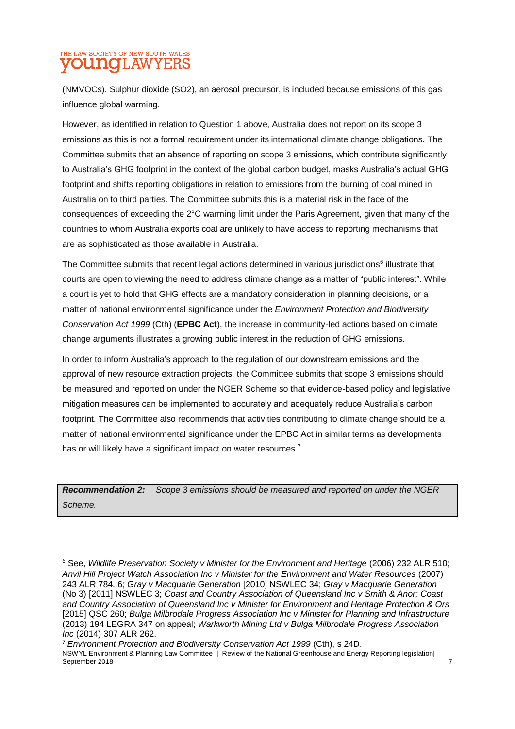(NMVOCs). Sulphur dioxide ($SO_2$), an aerosol precursor, is included because emissions of this gas influence global warming.

However, as identified in relation to Question 1 above, Australia does not report on its scope 3 emissions as this is not a formal requirement under its international climate change obligations. The Committee submits that an absence of reporting on scope 3 emissions, which contribute significantly to Australia's GHG footprint in the context of the global carbon budget, masks Australia's actual GHG footprint and shifts reporting obligations in relation to emissions from the burning of coal mined in Australia on to third parties. The Committee submits this is a material risk in the face of the consequences of exceeding the 2°C warming limit under the Paris Agreement, given that many of the countries to whom Australia exports coal are unlikely to have access to reporting mechanisms that are as sophisticated as those available in Australia.

The Committee submits that recent legal actions determined in various jurisdictions[6] illustrate that courts are open to viewing the need to address climate change as a matter of "public interest". While a court is yet to hold that GHG effects are a mandatory consideration in planning decisions, or a matter of national environmental significance under the *Environment Protection and Biodiversity Conservation Act 1999* (Cth) (**EPBC Act**), the increase in community-led actions based on climate change arguments illustrates a growing public interest in the reduction of GHG emissions.

In order to inform Australia's approach to the regulation of our downstream emissions and the approval of new resource extraction projects, the Committee submits that scope 3 emissions should be measured and reported on under the NGER Scheme so that evidence-based policy and legislative mitigation measures can be implemented to accurately and adequately reduce Australia's carbon footprint. The Committee also recommends that activities contributing to climate change should be a matter of national environmental significance under the EPBC Act in similar terms as developments has or will likely have a significant impact on water resources.[7]

***Recommendation 2:*** *Scope 3 emissions should be measured and reported on under the NGER Scheme.*

[6] See, *Wildlife Preservation Society v Minister for the Environment and Heritage* (2006) 232 ALR 510; *Anvil Hill Project Watch Association Inc v Minister for the Environment and Water Resources* (2007) 243 ALR 784. 6; *Gray v Macquarie Generation* [2010] NSWLEC 34; *Gray v Macquarie Generation* (No 3) [2011] NSWLEC 3; *Coast and Country Association of Queensland Inc v Smith & Anor; Coast and Country Association of Queensland Inc v Minister for Environment and Heritage Protection & Ors* [2015] QSC 260; *Bulga Milbrodale Progress Association Inc v Minister for Planning and Infrastructure* (2013) 194 LEGRA 347 on appeal; *Warkworth Mining Ltd v Bulga Milbrodale Progress Association Inc* (2014) 307 ALR 262.

[7] *Environment Protection and Biodiversity Conservation Act 1999* (Cth), s 24D.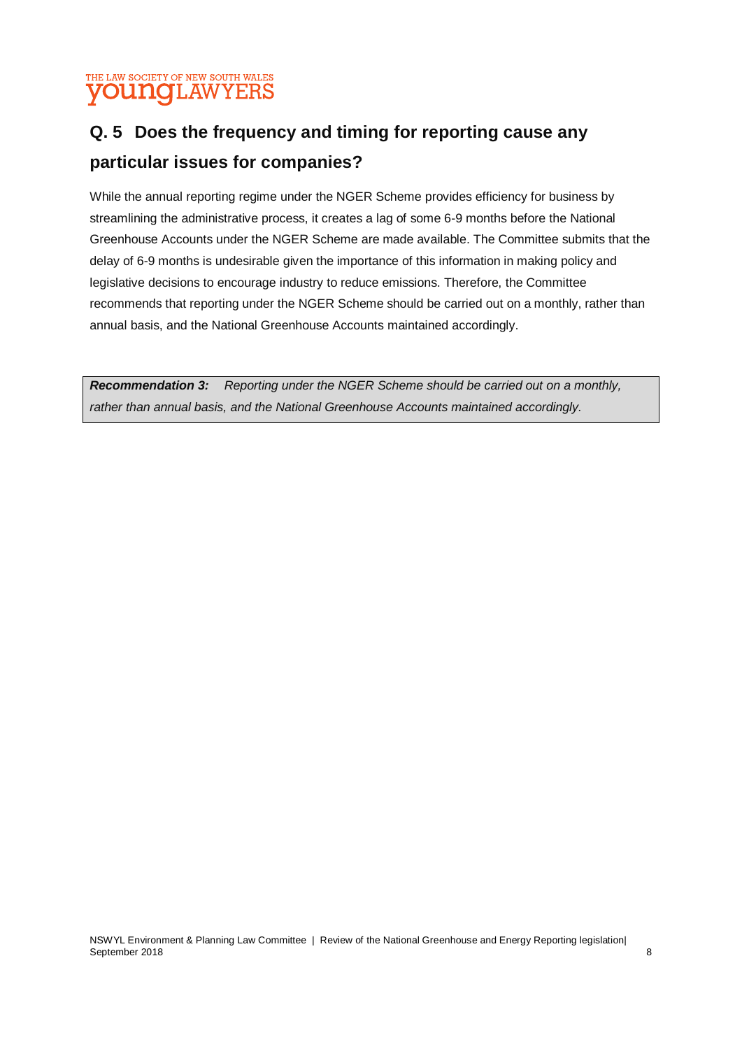## Q. 5 Does the frequency and timing for reporting cause any particular issues for companies?

While the annual reporting regime under the NGER Scheme provides efficiency for business by streamlining the administrative process, it creates a lag of some 6-9 months before the National Greenhouse Accounts under the NGER Scheme are made available. The Committee submits that the delay of 6-9 months is undesirable given the importance of this information in making policy and legislative decisions to encourage industry to reduce emissions. Therefore, the Committee recommends that reporting under the NGER Scheme should be carried out on a monthly, rather than annual basis, and the National Greenhouse Accounts maintained accordingly.

> ***Recommendation 3:*** *Reporting under the NGER Scheme should be carried out on a monthly, rather than annual basis, and the National Greenhouse Accounts maintained accordingly.*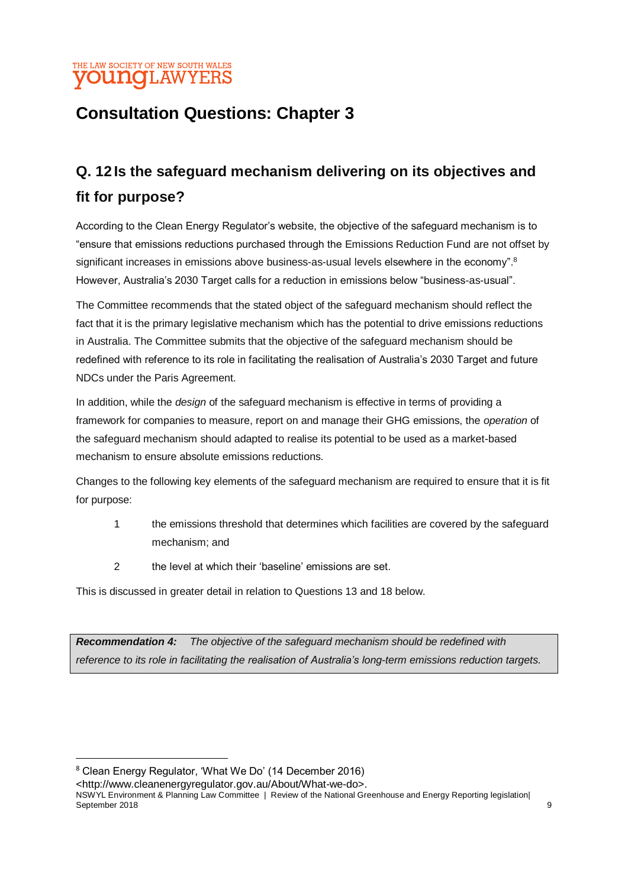# Consultation Questions: Chapter 3

## Q. 12 Is the safeguard mechanism delivering on its objectives and fit for purpose?

According to the Clean Energy Regulator's website, the objective of the safeguard mechanism is to "ensure that emissions reductions purchased through the Emissions Reduction Fund are not offset by significant increases in emissions above business-as-usual levels elsewhere in the economy".[8] However, Australia's 2030 Target calls for a reduction in emissions below "business-as-usual".

The Committee recommends that the stated object of the safeguard mechanism should reflect the fact that it is the primary legislative mechanism which has the potential to drive emissions reductions in Australia. The Committee submits that the objective of the safeguard mechanism should be redefined with reference to its role in facilitating the realisation of Australia's 2030 Target and future NDCs under the Paris Agreement.

In addition, while the *design* of the safeguard mechanism is effective in terms of providing a framework for companies to measure, report on and manage their GHG emissions, the *operation* of the safeguard mechanism should adapted to realise its potential to be used as a market-based mechanism to ensure absolute emissions reductions.

Changes to the following key elements of the safeguard mechanism are required to ensure that it is fit for purpose:

1. the emissions threshold that determines which facilities are covered by the safeguard mechanism; and
2. the level at which their 'baseline' emissions are set.

This is discussed in greater detail in relation to Questions 13 and 18 below.

> ***Recommendation 4:*** *The objective of the safeguard mechanism should be redefined with reference to its role in facilitating the realisation of Australia's long-term emissions reduction targets.*

---

[8] Clean Energy Regulator, 'What We Do' (14 December 2016) <http://www.cleanenergyregulator.gov.au/About/What-we-do>.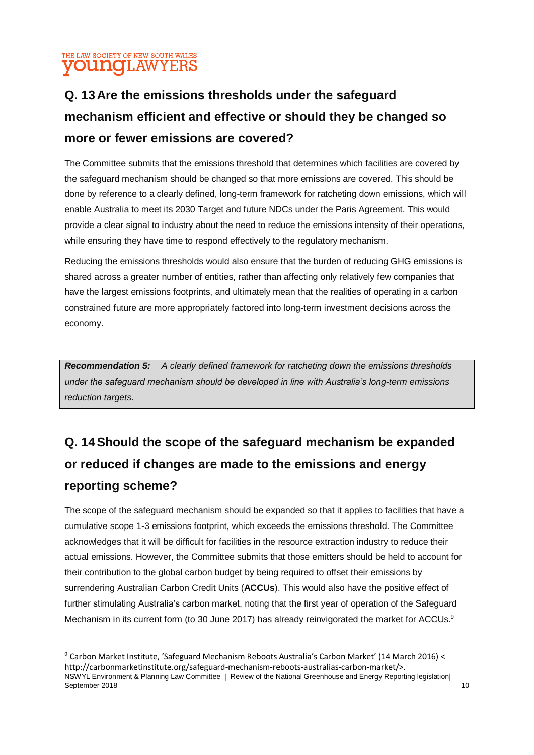## Q. 13 Are the emissions thresholds under the safeguard mechanism efficient and effective or should they be changed so more or fewer emissions are covered?

The Committee submits that the emissions threshold that determines which facilities are covered by the safeguard mechanism should be changed so that more emissions are covered. This should be done by reference to a clearly defined, long-term framework for ratcheting down emissions, which will enable Australia to meet its 2030 Target and future NDCs under the Paris Agreement. This would provide a clear signal to industry about the need to reduce the emissions intensity of their operations, while ensuring they have time to respond effectively to the regulatory mechanism.

Reducing the emissions thresholds would also ensure that the burden of reducing GHG emissions is shared across a greater number of entities, rather than affecting only relatively few companies that have the largest emissions footprints, and ultimately mean that the realities of operating in a carbon constrained future are more appropriately factored into long-term investment decisions across the economy.

> ***Recommendation 5:*** *A clearly defined framework for ratcheting down the emissions thresholds under the safeguard mechanism should be developed in line with Australia's long-term emissions reduction targets.*

## Q. 14 Should the scope of the safeguard mechanism be expanded or reduced if changes are made to the emissions and energy reporting scheme?

The scope of the safeguard mechanism should be expanded so that it applies to facilities that have a cumulative scope 1-3 emissions footprint, which exceeds the emissions threshold. The Committee acknowledges that it will be difficult for facilities in the resource extraction industry to reduce their actual emissions. However, the Committee submits that those emitters should be held to account for their contribution to the global carbon budget by being required to offset their emissions by surrendering Australian Carbon Credit Units (**ACCUs**). This would also have the positive effect of further stimulating Australia's carbon market, noting that the first year of operation of the Safeguard Mechanism in its current form (to 30 June 2017) has already reinvigorated the market for ACCUs.[9]

---

[9] Carbon Market Institute, 'Safeguard Mechanism Reboots Australia's Carbon Market' (14 March 2016) < http://carbonmarketinstitute.org/safeguard-mechanism-reboots-australias-carbon-market/>.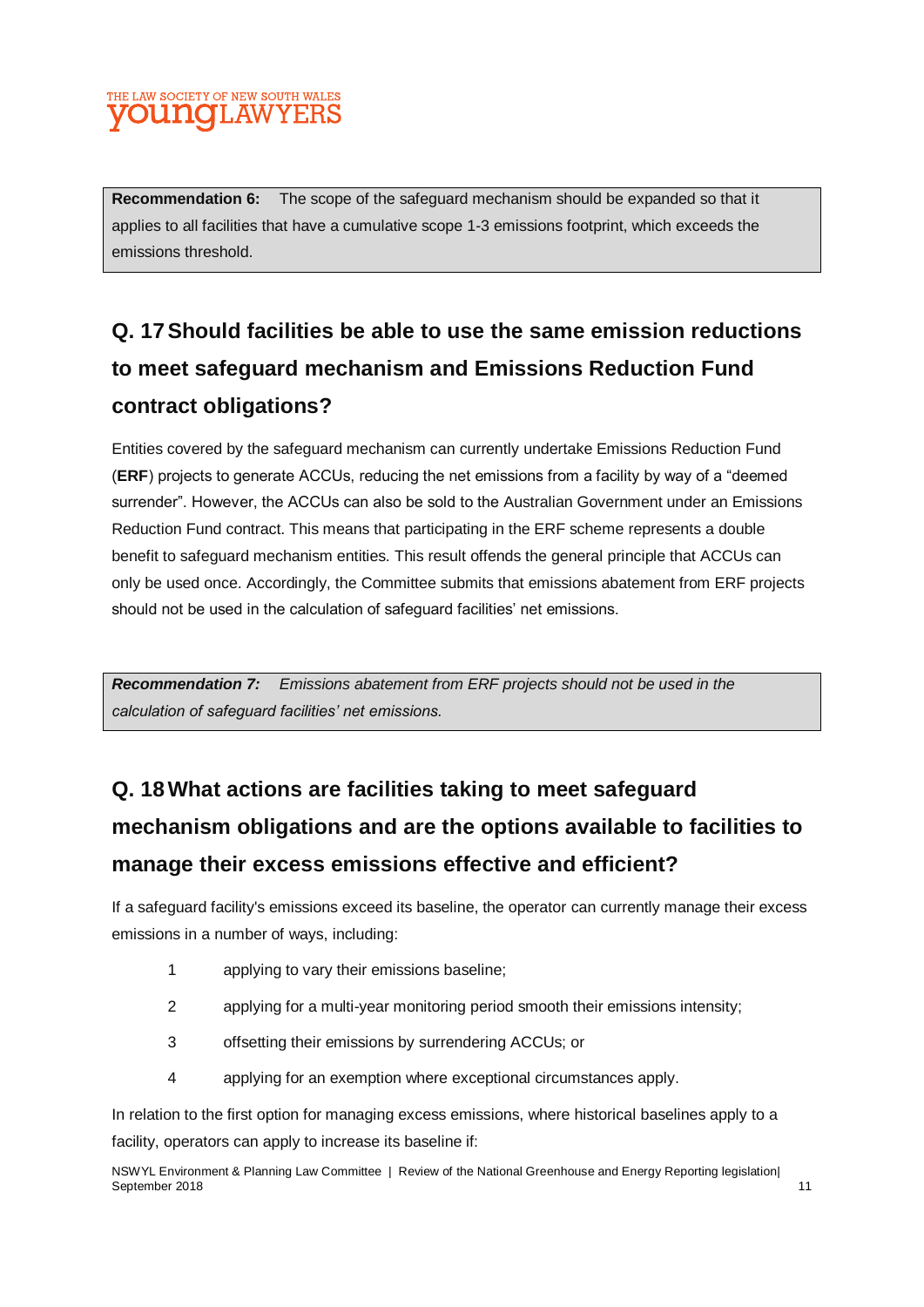**Recommendation 6:** The scope of the safeguard mechanism should be expanded so that it applies to all facilities that have a cumulative scope 1-3 emissions footprint, which exceeds the emissions threshold.

## Q. 17 Should facilities be able to use the same emission reductions to meet safeguard mechanism and Emissions Reduction Fund contract obligations?

Entities covered by the safeguard mechanism can currently undertake Emissions Reduction Fund (**ERF**) projects to generate ACCUs, reducing the net emissions from a facility by way of a "deemed surrender". However, the ACCUs can also be sold to the Australian Government under an Emissions Reduction Fund contract. This means that participating in the ERF scheme represents a double benefit to safeguard mechanism entities. This result offends the general principle that ACCUs can only be used once. Accordingly, the Committee submits that emissions abatement from ERF projects should not be used in the calculation of safeguard facilities' net emissions.

***Recommendation 7:*** *Emissions abatement from ERF projects should not be used in the calculation of safeguard facilities' net emissions.*

## Q. 18 What actions are facilities taking to meet safeguard mechanism obligations and are the options available to facilities to manage their excess emissions effective and efficient?

If a safeguard facility's emissions exceed its baseline, the operator can currently manage their excess emissions in a number of ways, including:

1. applying to vary their emissions baseline;
2. applying for a multi-year monitoring period smooth their emissions intensity;
3. offsetting their emissions by surrendering ACCUs; or
4. applying for an exemption where exceptional circumstances apply.

In relation to the first option for managing excess emissions, where historical baselines apply to a facility, operators can apply to increase its baseline if: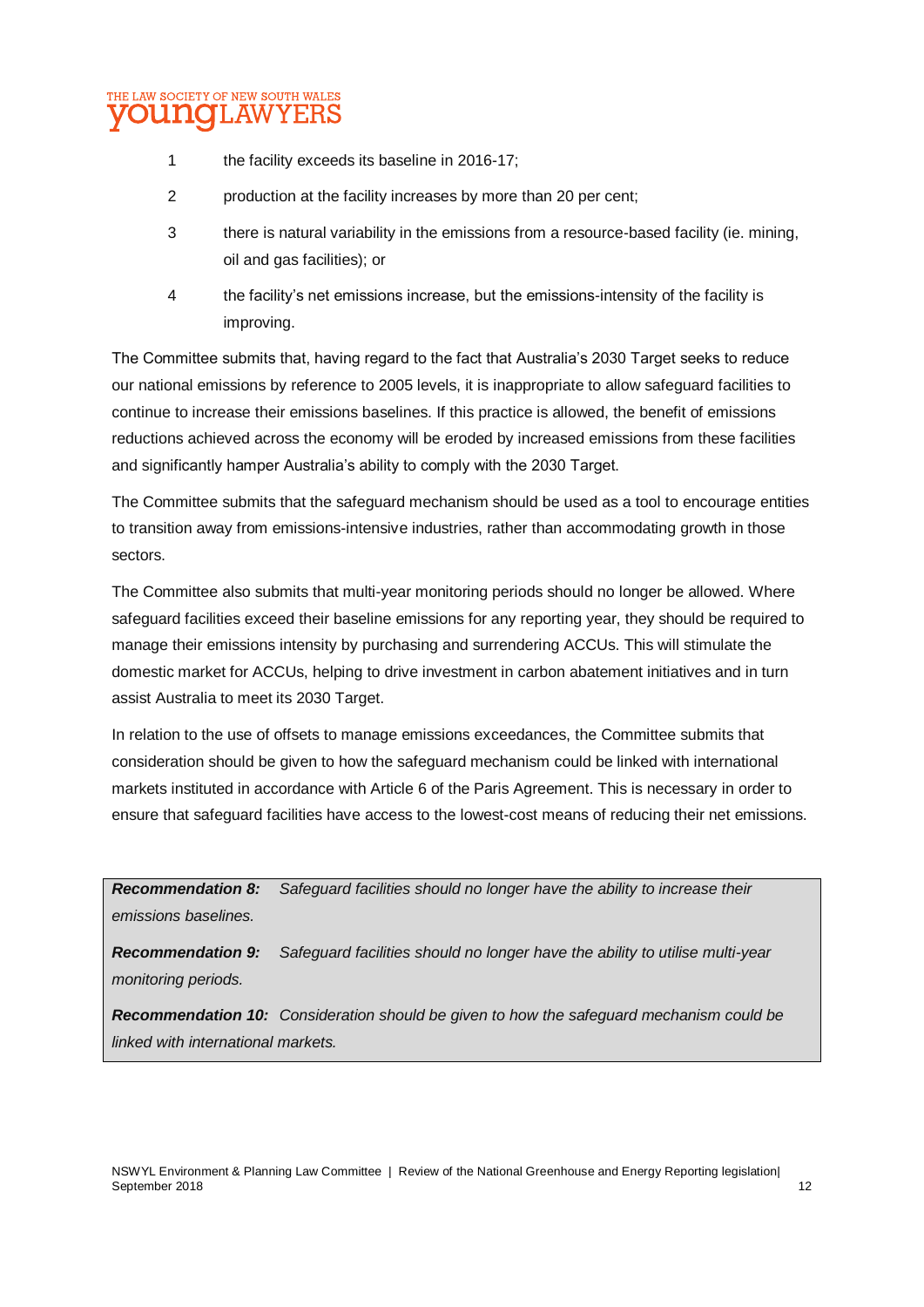1. the facility exceeds its baseline in 2016-17;
2. production at the facility increases by more than 20 per cent;
3. there is natural variability in the emissions from a resource-based facility (ie. mining, oil and gas facilities); or
4. the facility's net emissions increase, but the emissions-intensity of the facility is improving.

The Committee submits that, having regard to the fact that Australia's 2030 Target seeks to reduce our national emissions by reference to 2005 levels, it is inappropriate to allow safeguard facilities to continue to increase their emissions baselines. If this practice is allowed, the benefit of emissions reductions achieved across the economy will be eroded by increased emissions from these facilities and significantly hamper Australia's ability to comply with the 2030 Target.

The Committee submits that the safeguard mechanism should be used as a tool to encourage entities to transition away from emissions-intensive industries, rather than accommodating growth in those sectors.

The Committee also submits that multi-year monitoring periods should no longer be allowed. Where safeguard facilities exceed their baseline emissions for any reporting year, they should be required to manage their emissions intensity by purchasing and surrendering ACCUs. This will stimulate the domestic market for ACCUs, helping to drive investment in carbon abatement initiatives and in turn assist Australia to meet its 2030 Target.

In relation to the use of offsets to manage emissions exceedances, the Committee submits that consideration should be given to how the safeguard mechanism could be linked with international markets instituted in accordance with Article 6 of the Paris Agreement. This is necessary in order to ensure that safeguard facilities have access to the lowest-cost means of reducing their net emissions.

> ***Recommendation 8:*** *Safeguard facilities should no longer have the ability to increase their emissions baselines.*
>
> ***Recommendation 9:*** *Safeguard facilities should no longer have the ability to utilise multi-year monitoring periods.*
>
> ***Recommendation 10:*** *Consideration should be given to how the safeguard mechanism could be linked with international markets.*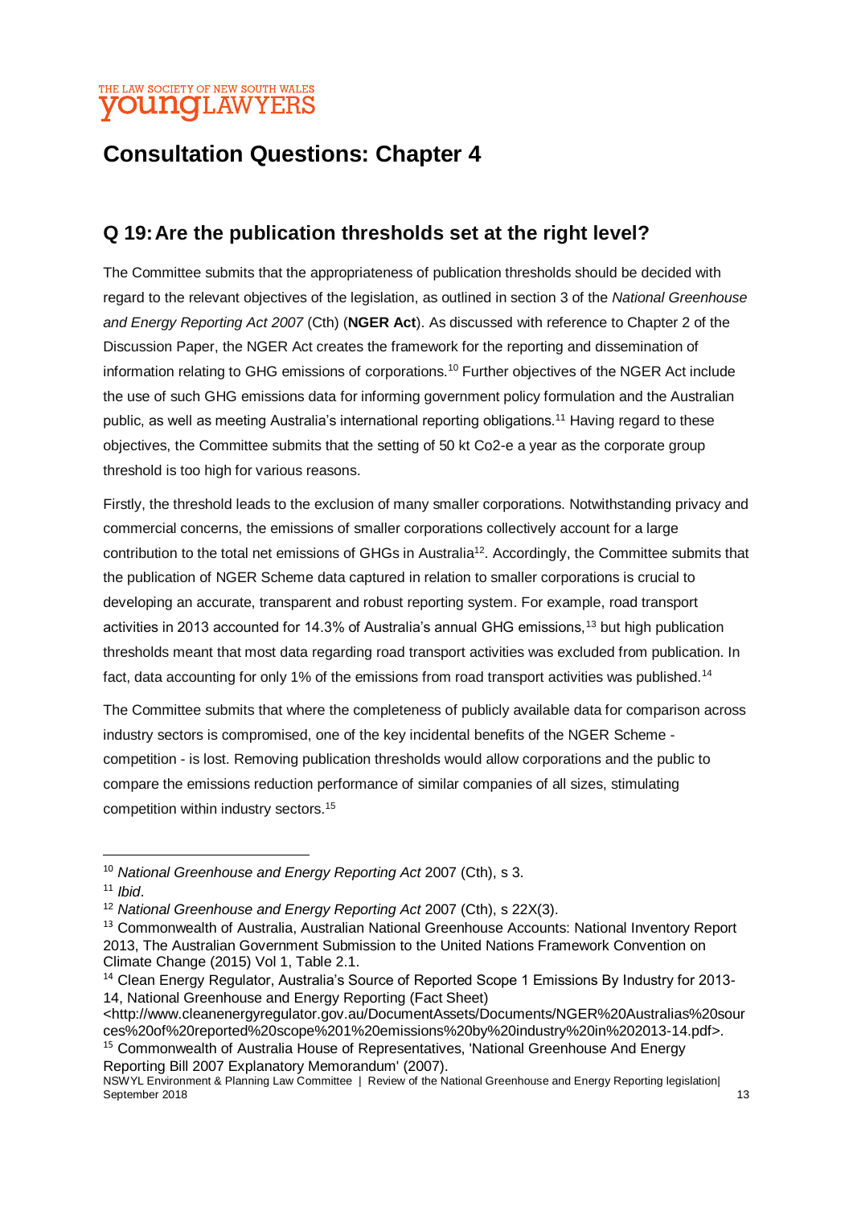# Consultation Questions: Chapter 4

## Q 19: Are the publication thresholds set at the right level?

The Committee submits that the appropriateness of publication thresholds should be decided with regard to the relevant objectives of the legislation, as outlined in section 3 of the *National Greenhouse and Energy Reporting Act 2007* (Cth) (**NGER Act**). As discussed with reference to Chapter 2 of the Discussion Paper, the NGER Act creates the framework for the reporting and dissemination of information relating to GHG emissions of corporations.[10] Further objectives of the NGER Act include the use of such GHG emissions data for informing government policy formulation and the Australian public, as well as meeting Australia's international reporting obligations.[11] Having regard to these objectives, the Committee submits that the setting of 50 kt Co2-e a year as the corporate group threshold is too high for various reasons.

Firstly, the threshold leads to the exclusion of many smaller corporations. Notwithstanding privacy and commercial concerns, the emissions of smaller corporations collectively account for a large contribution to the total net emissions of GHGs in Australia[12]. Accordingly, the Committee submits that the publication of NGER Scheme data captured in relation to smaller corporations is crucial to developing an accurate, transparent and robust reporting system. For example, road transport activities in 2013 accounted for 14.3% of Australia's annual GHG emissions,[13] but high publication thresholds meant that most data regarding road transport activities was excluded from publication. In fact, data accounting for only 1% of the emissions from road transport activities was published.[14]

The Committee submits that where the completeness of publicly available data for comparison across industry sectors is compromised, one of the key incidental benefits of the NGER Scheme - competition - is lost. Removing publication thresholds would allow corporations and the public to compare the emissions reduction performance of similar companies of all sizes, stimulating competition within industry sectors.[15]

---

[10] *National Greenhouse and Energy Reporting Act* 2007 (Cth), s 3.

[11] *Ibid*.

[12] *National Greenhouse and Energy Reporting Act* 2007 (Cth), s 22X(3).

[13] Commonwealth of Australia, Australian National Greenhouse Accounts: National Inventory Report 2013, The Australian Government Submission to the United Nations Framework Convention on Climate Change (2015) Vol 1, Table 2.1.

[14] Clean Energy Regulator, Australia's Source of Reported Scope 1 Emissions By Industry for 2013-14, National Greenhouse and Energy Reporting (Fact Sheet) <http://www.cleanenergyregulator.gov.au/DocumentAssets/Documents/NGER%20Australias%20sources%20of%20reported%20scope%201%20emissions%20by%20industry%20in%202013-14.pdf>.

[15] Commonwealth of Australia House of Representatives, 'National Greenhouse And Energy Reporting Bill 2007 Explanatory Memorandum' (2007).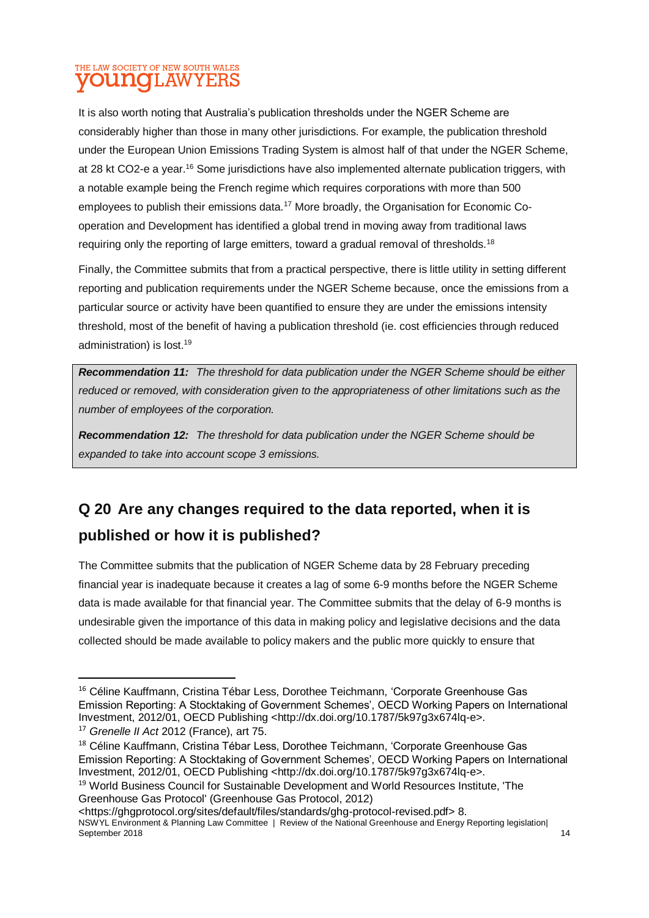It is also worth noting that Australia's publication thresholds under the NGER Scheme are considerably higher than those in many other jurisdictions. For example, the publication threshold under the European Union Emissions Trading System is almost half of that under the NGER Scheme, at 28 kt CO2-e a year.[16] Some jurisdictions have also implemented alternate publication triggers, with a notable example being the French regime which requires corporations with more than 500 employees to publish their emissions data.[17] More broadly, the Organisation for Economic Co-operation and Development has identified a global trend in moving away from traditional laws requiring only the reporting of large emitters, toward a gradual removal of thresholds.[18]

Finally, the Committee submits that from a practical perspective, there is little utility in setting different reporting and publication requirements under the NGER Scheme because, once the emissions from a particular source or activity have been quantified to ensure they are under the emissions intensity threshold, most of the benefit of having a publication threshold (ie. cost efficiencies through reduced administration) is lost.[19]

> ***Recommendation 11:*** *The threshold for data publication under the NGER Scheme should be either reduced or removed, with consideration given to the appropriateness of other limitations such as the number of employees of the corporation.*
>
> ***Recommendation 12:*** *The threshold for data publication under the NGER Scheme should be expanded to take into account scope 3 emissions.*

## Q 20 Are any changes required to the data reported, when it is published or how it is published?

The Committee submits that the publication of NGER Scheme data by 28 February preceding financial year is inadequate because it creates a lag of some 6-9 months before the NGER Scheme data is made available for that financial year. The Committee submits that the delay of 6-9 months is undesirable given the importance of this data in making policy and legislative decisions and the data collected should be made available to policy makers and the public more quickly to ensure that

---

[16] Céline Kauffmann, Cristina Tébar Less, Dorothee Teichmann, 'Corporate Greenhouse Gas Emission Reporting: A Stocktaking of Government Schemes', OECD Working Papers on International Investment, 2012/01, OECD Publishing <http://dx.doi.org/10.1787/5k97g3x674lq-e>.

[17] *Grenelle II Act* 2012 (France), art 75.

[18] Céline Kauffmann, Cristina Tébar Less, Dorothee Teichmann, 'Corporate Greenhouse Gas Emission Reporting: A Stocktaking of Government Schemes', OECD Working Papers on International Investment, 2012/01, OECD Publishing <http://dx.doi.org/10.1787/5k97g3x674lq-e>.

[19] World Business Council for Sustainable Development and World Resources Institute, 'The Greenhouse Gas Protocol' (Greenhouse Gas Protocol, 2012) <https://ghgprotocol.org/sites/default/files/standards/ghg-protocol-revised.pdf> 8.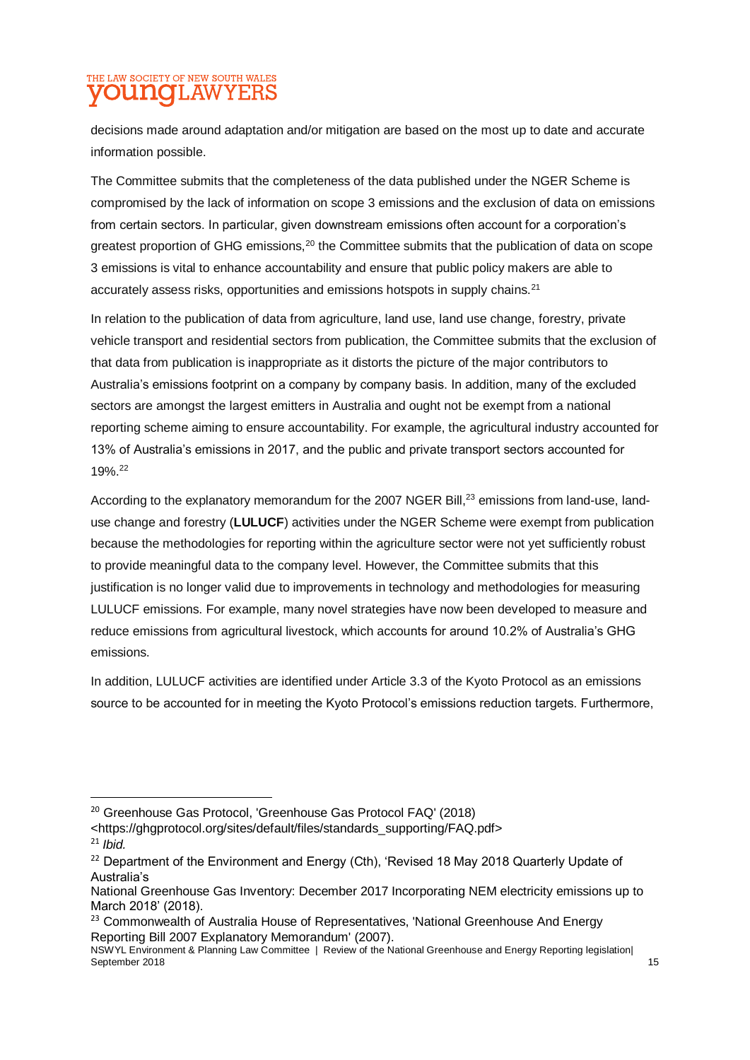decisions made around adaptation and/or mitigation are based on the most up to date and accurate information possible.

The Committee submits that the completeness of the data published under the NGER Scheme is compromised by the lack of information on scope 3 emissions and the exclusion of data on emissions from certain sectors. In particular, given downstream emissions often account for a corporation's greatest proportion of GHG emissions,[20] the Committee submits that the publication of data on scope 3 emissions is vital to enhance accountability and ensure that public policy makers are able to accurately assess risks, opportunities and emissions hotspots in supply chains.[21]

In relation to the publication of data from agriculture, land use, land use change, forestry, private vehicle transport and residential sectors from publication, the Committee submits that the exclusion of that data from publication is inappropriate as it distorts the picture of the major contributors to Australia's emissions footprint on a company by company basis. In addition, many of the excluded sectors are amongst the largest emitters in Australia and ought not be exempt from a national reporting scheme aiming to ensure accountability. For example, the agricultural industry accounted for 13% of Australia's emissions in 2017, and the public and private transport sectors accounted for 19%.[22]

According to the explanatory memorandum for the 2007 NGER Bill,[23] emissions from land-use, land-use change and forestry (**LULUCF**) activities under the NGER Scheme were exempt from publication because the methodologies for reporting within the agriculture sector were not yet sufficiently robust to provide meaningful data to the company level. However, the Committee submits that this justification is no longer valid due to improvements in technology and methodologies for measuring LULUCF emissions. For example, many novel strategies have now been developed to measure and reduce emissions from agricultural livestock, which accounts for around 10.2% of Australia's GHG emissions.

In addition, LULUCF activities are identified under Article 3.3 of the Kyoto Protocol as an emissions source to be accounted for in meeting the Kyoto Protocol's emissions reduction targets. Furthermore,

---

[20] Greenhouse Gas Protocol, 'Greenhouse Gas Protocol FAQ' (2018) <https://ghgprotocol.org/sites/default/files/standards_supporting/FAQ.pdf>

[21] *Ibid.*

[22] Department of the Environment and Energy (Cth), 'Revised 18 May 2018 Quarterly Update of Australia's National Greenhouse Gas Inventory: December 2017 Incorporating NEM electricity emissions up to March 2018' (2018).

[23] Commonwealth of Australia House of Representatives, 'National Greenhouse And Energy Reporting Bill 2007 Explanatory Memorandum' (2007).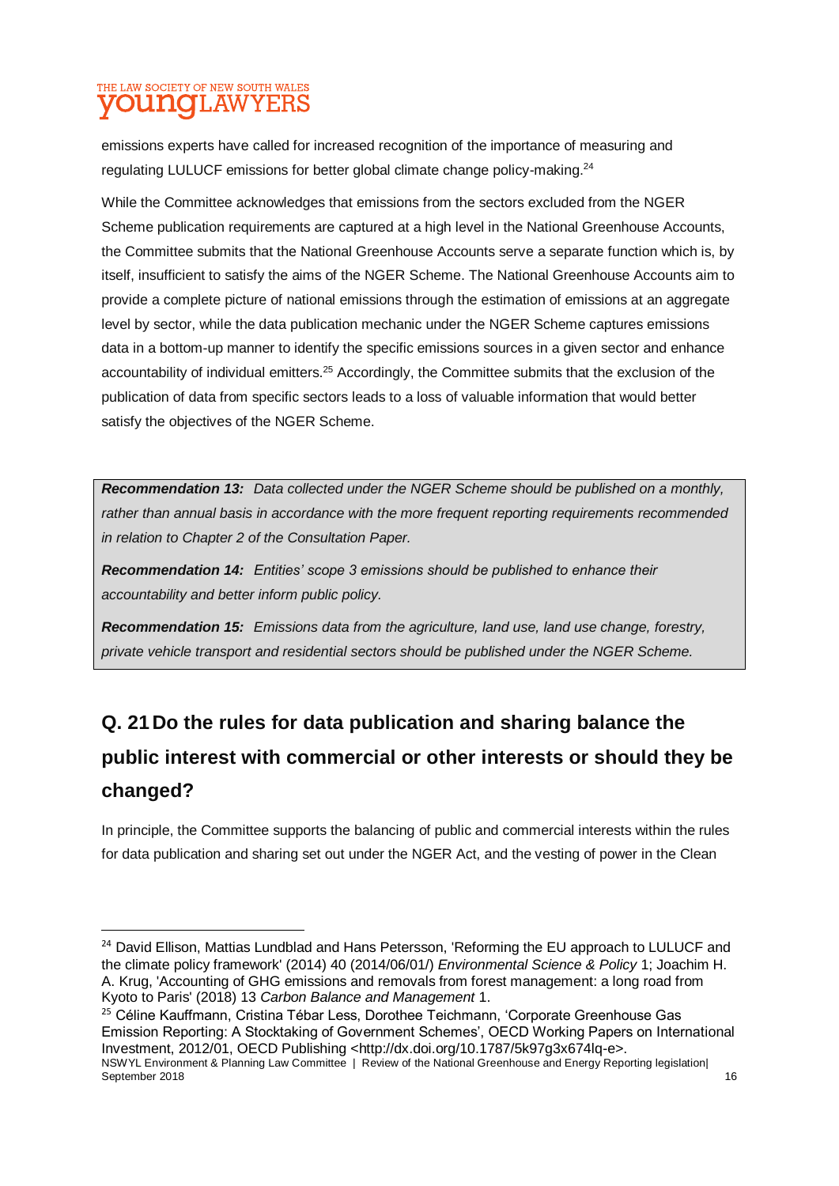emissions experts have called for increased recognition of the importance of measuring and regulating LULUCF emissions for better global climate change policy-making.[24]

While the Committee acknowledges that emissions from the sectors excluded from the NGER Scheme publication requirements are captured at a high level in the National Greenhouse Accounts, the Committee submits that the National Greenhouse Accounts serve a separate function which is, by itself, insufficient to satisfy the aims of the NGER Scheme. The National Greenhouse Accounts aim to provide a complete picture of national emissions through the estimation of emissions at an aggregate level by sector, while the data publication mechanic under the NGER Scheme captures emissions data in a bottom-up manner to identify the specific emissions sources in a given sector and enhance accountability of individual emitters.[25] Accordingly, the Committee submits that the exclusion of the publication of data from specific sectors leads to a loss of valuable information that would better satisfy the objectives of the NGER Scheme.

> ***Recommendation 13:*** *Data collected under the NGER Scheme should be published on a monthly, rather than annual basis in accordance with the more frequent reporting requirements recommended in relation to Chapter 2 of the Consultation Paper.*
>
> ***Recommendation 14:*** *Entities' scope 3 emissions should be published to enhance their accountability and better inform public policy.*
>
> ***Recommendation 15:*** *Emissions data from the agriculture, land use, land use change, forestry, private vehicle transport and residential sectors should be published under the NGER Scheme.*

## Q. 21 Do the rules for data publication and sharing balance the public interest with commercial or other interests or should they be changed?

In principle, the Committee supports the balancing of public and commercial interests within the rules for data publication and sharing set out under the NGER Act, and the vesting of power in the Clean

---

[24] David Ellison, Mattias Lundblad and Hans Petersson, 'Reforming the EU approach to LULUCF and the climate policy framework' (2014) 40 (2014/06/01/) *Environmental Science & Policy* 1; Joachim H. A. Krug, 'Accounting of GHG emissions and removals from forest management: a long road from Kyoto to Paris' (2018) 13 *Carbon Balance and Management* 1.

[25] Céline Kauffmann, Cristina Tébar Less, Dorothee Teichmann, 'Corporate Greenhouse Gas Emission Reporting: A Stocktaking of Government Schemes', OECD Working Papers on International Investment, 2012/01, OECD Publishing <http://dx.doi.org/10.1787/5k97g3x674lq-e>.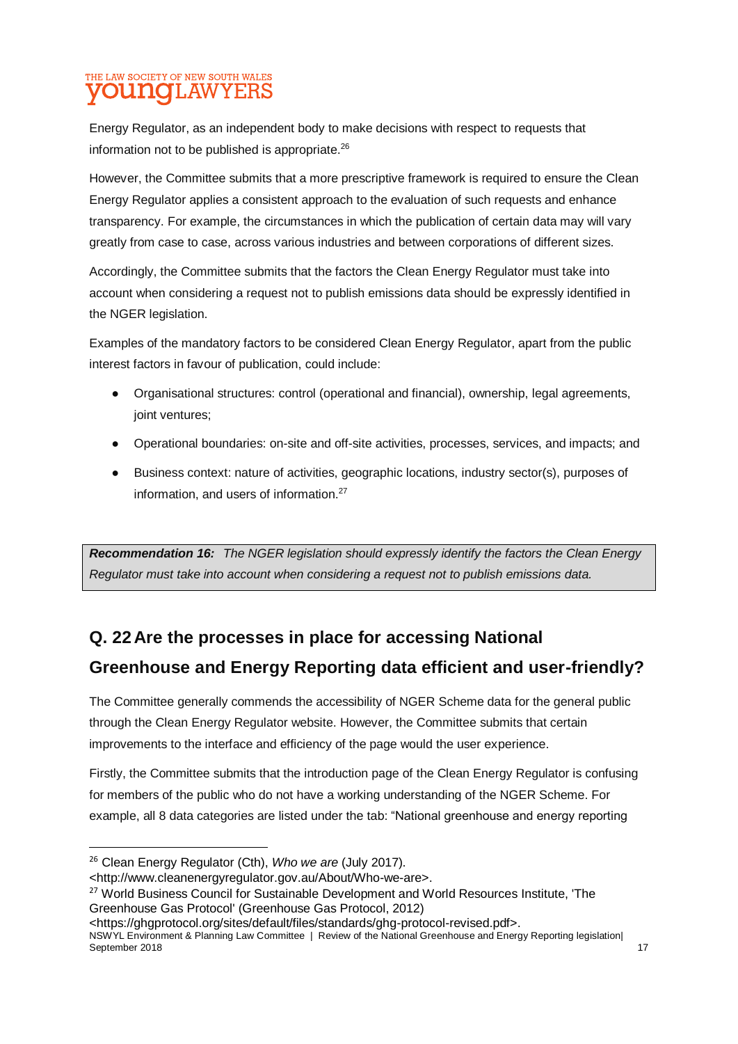Energy Regulator, as an independent body to make decisions with respect to requests that information not to be published is appropriate.[26]

However, the Committee submits that a more prescriptive framework is required to ensure the Clean Energy Regulator applies a consistent approach to the evaluation of such requests and enhance transparency. For example, the circumstances in which the publication of certain data may will vary greatly from case to case, across various industries and between corporations of different sizes.

Accordingly, the Committee submits that the factors the Clean Energy Regulator must take into account when considering a request not to publish emissions data should be expressly identified in the NGER legislation.

Examples of the mandatory factors to be considered Clean Energy Regulator, apart from the public interest factors in favour of publication, could include:

- Organisational structures: control (operational and financial), ownership, legal agreements, joint ventures;
- Operational boundaries: on-site and off-site activities, processes, services, and impacts; and
- Business context: nature of activities, geographic locations, industry sector(s), purposes of information, and users of information.[27]

> ***Recommendation 16:*** *The NGER legislation should expressly identify the factors the Clean Energy Regulator must take into account when considering a request not to publish emissions data.*

## Q. 22 Are the processes in place for accessing National Greenhouse and Energy Reporting data efficient and user-friendly?

The Committee generally commends the accessibility of NGER Scheme data for the general public through the Clean Energy Regulator website. However, the Committee submits that certain improvements to the interface and efficiency of the page would the user experience.

Firstly, the Committee submits that the introduction page of the Clean Energy Regulator is confusing for members of the public who do not have a working understanding of the NGER Scheme. For example, all 8 data categories are listed under the tab: "National greenhouse and energy reporting

---

[26] Clean Energy Regulator (Cth), *Who we are* (July 2017). <http://www.cleanenergyregulator.gov.au/About/Who-we-are>.

[27] World Business Council for Sustainable Development and World Resources Institute, 'The Greenhouse Gas Protocol' (Greenhouse Gas Protocol, 2012) <https://ghgprotocol.org/sites/default/files/standards/ghg-protocol-revised.pdf>.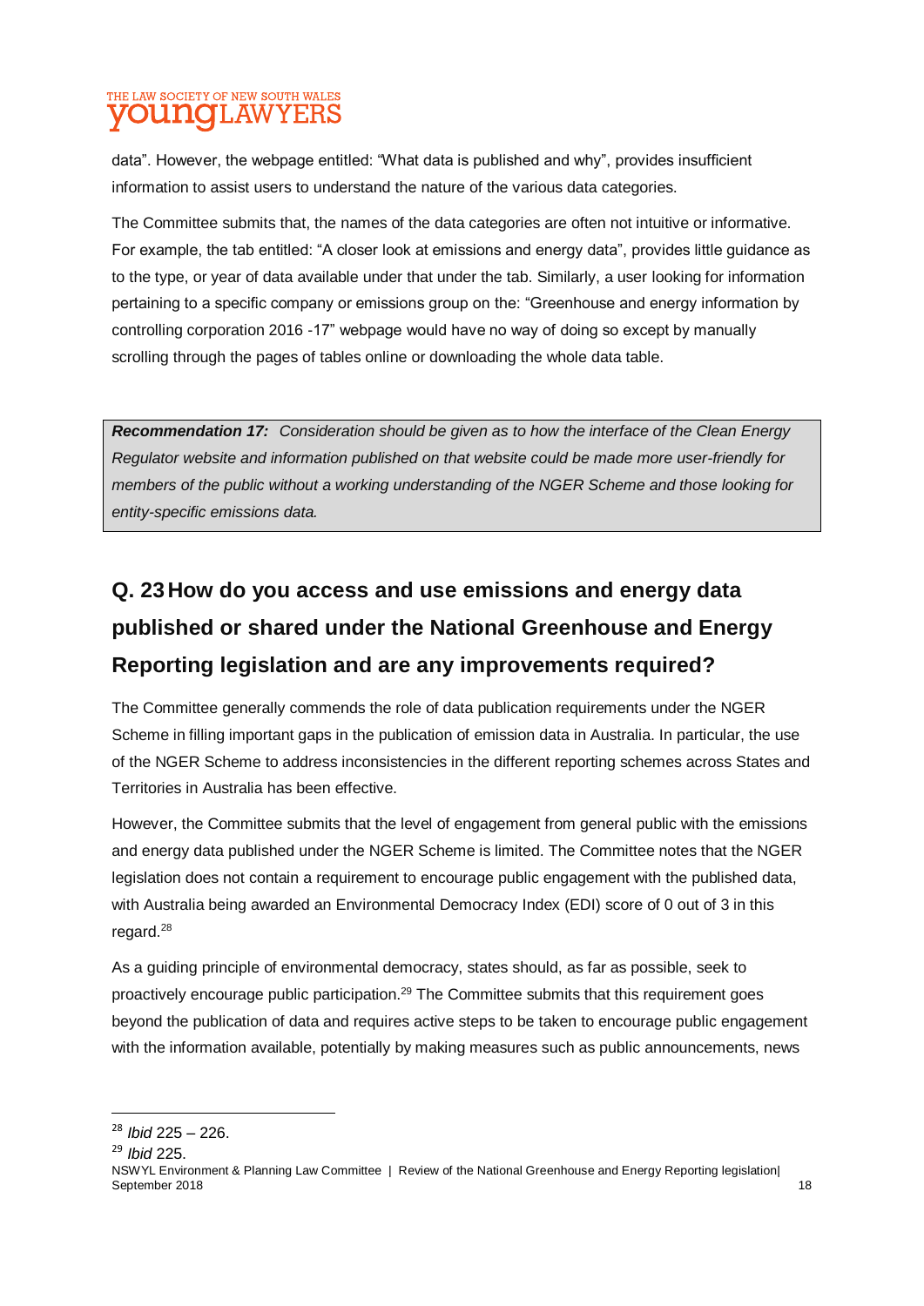data". However, the webpage entitled: "What data is published and why", provides insufficient information to assist users to understand the nature of the various data categories.

The Committee submits that, the names of the data categories are often not intuitive or informative. For example, the tab entitled: "A closer look at emissions and energy data", provides little guidance as to the type, or year of data available under that under the tab. Similarly, a user looking for information pertaining to a specific company or emissions group on the: "Greenhouse and energy information by controlling corporation 2016 -17" webpage would have no way of doing so except by manually scrolling through the pages of tables online or downloading the whole data table.

> ***Recommendation 17:*** *Consideration should be given as to how the interface of the Clean Energy Regulator website and information published on that website could be made more user-friendly for members of the public without a working understanding of the NGER Scheme and those looking for entity-specific emissions data.*

## Q. 23 How do you access and use emissions and energy data published or shared under the National Greenhouse and Energy Reporting legislation and are any improvements required?

The Committee generally commends the role of data publication requirements under the NGER Scheme in filling important gaps in the publication of emission data in Australia. In particular, the use of the NGER Scheme to address inconsistencies in the different reporting schemes across States and Territories in Australia has been effective.

However, the Committee submits that the level of engagement from general public with the emissions and energy data published under the NGER Scheme is limited. The Committee notes that the NGER legislation does not contain a requirement to encourage public engagement with the published data, with Australia being awarded an Environmental Democracy Index (EDI) score of 0 out of 3 in this regard.[28]

As a guiding principle of environmental democracy, states should, as far as possible, seek to proactively encourage public participation.[29] The Committee submits that this requirement goes beyond the publication of data and requires active steps to be taken to encourage public engagement with the information available, potentially by making measures such as public announcements, news

---

[28] *Ibid* 225 – 226.

[29] *Ibid* 225.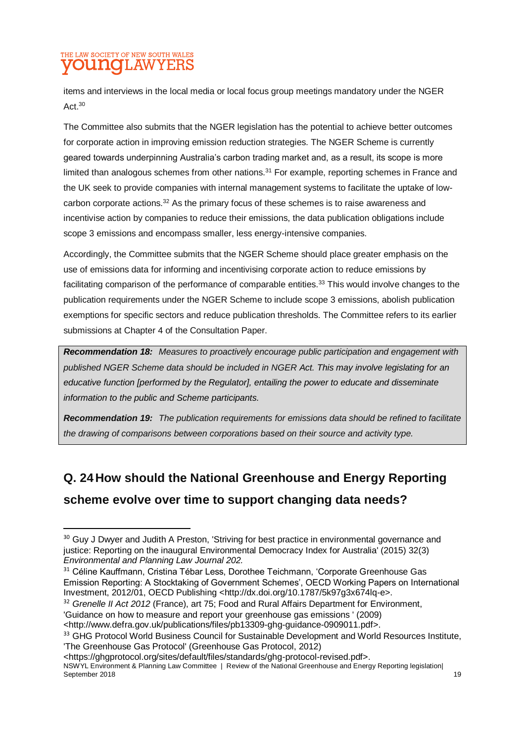items and interviews in the local media or local focus group meetings mandatory under the NGER Act.[30]

The Committee also submits that the NGER legislation has the potential to achieve better outcomes for corporate action in improving emission reduction strategies. The NGER Scheme is currently geared towards underpinning Australia's carbon trading market and, as a result, its scope is more limited than analogous schemes from other nations.[31] For example, reporting schemes in France and the UK seek to provide companies with internal management systems to facilitate the uptake of low-carbon corporate actions.[32] As the primary focus of these schemes is to raise awareness and incentivise action by companies to reduce their emissions, the data publication obligations include scope 3 emissions and encompass smaller, less energy-intensive companies.

Accordingly, the Committee submits that the NGER Scheme should place greater emphasis on the use of emissions data for informing and incentivising corporate action to reduce emissions by facilitating comparison of the performance of comparable entities.[33] This would involve changes to the publication requirements under the NGER Scheme to include scope 3 emissions, abolish publication exemptions for specific sectors and reduce publication thresholds. The Committee refers to its earlier submissions at Chapter 4 of the Consultation Paper.

> ***Recommendation 18:*** *Measures to proactively encourage public participation and engagement with published NGER Scheme data should be included in NGER Act. This may involve legislating for an educative function [performed by the Regulator], entailing the power to educate and disseminate information to the public and Scheme participants.*
>
> ***Recommendation 19:*** *The publication requirements for emissions data should be refined to facilitate the drawing of comparisons between corporations based on their source and activity type.*

## Q. 24 How should the National Greenhouse and Energy Reporting scheme evolve over time to support changing data needs?

---

[30] Guy J Dwyer and Judith A Preston, 'Striving for best practice in environmental governance and justice: Reporting on the inaugural Environmental Democracy Index for Australia' (2015) 32(3) *Environmental and Planning Law Journal 202.*

[31] Céline Kauffmann, Cristina Tébar Less, Dorothee Teichmann, 'Corporate Greenhouse Gas Emission Reporting: A Stocktaking of Government Schemes', OECD Working Papers on International Investment, 2012/01, OECD Publishing <http://dx.doi.org/10.1787/5k97g3x674lq-e>.

[32] *Grenelle II Act 2012* (France), art 75; Food and Rural Affairs Department for Environment, 'Guidance on how to measure and report your greenhouse gas emissions ' (2009) <http://www.defra.gov.uk/publications/files/pb13309-ghg-guidance-0909011.pdf>.

[33] GHG Protocol World Business Council for Sustainable Development and World Resources Institute, 'The Greenhouse Gas Protocol' (Greenhouse Gas Protocol, 2012) <https://ghgprotocol.org/sites/default/files/standards/ghg-protocol-revised.pdf>.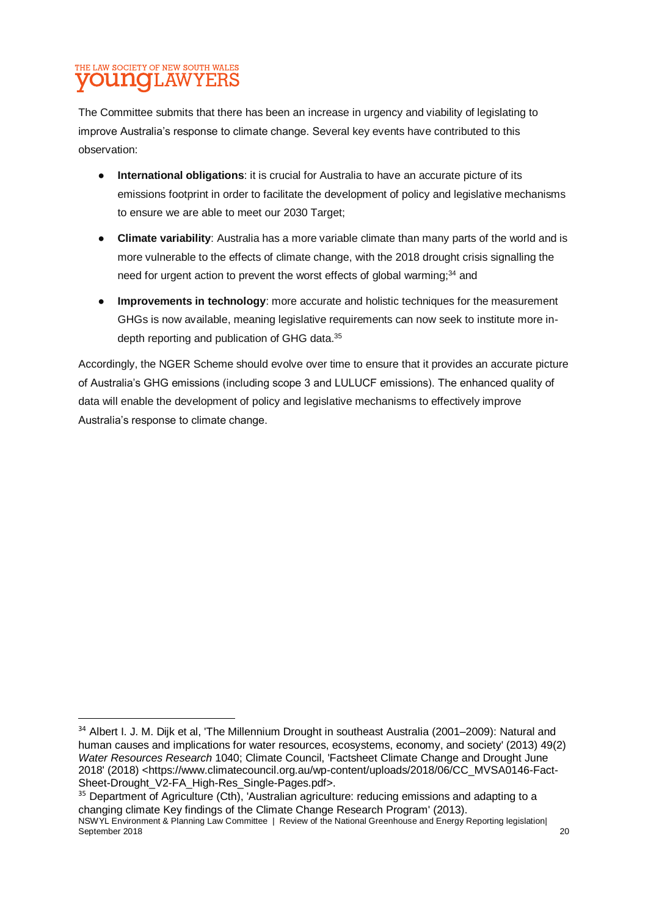The Committee submits that there has been an increase in urgency and viability of legislating to improve Australia's response to climate change. Several key events have contributed to this observation:

- **International obligations**: it is crucial for Australia to have an accurate picture of its emissions footprint in order to facilitate the development of policy and legislative mechanisms to ensure we are able to meet our 2030 Target;
- **Climate variability**: Australia has a more variable climate than many parts of the world and is more vulnerable to the effects of climate change, with the 2018 drought crisis signalling the need for urgent action to prevent the worst effects of global warming;[34] and
- **Improvements in technology**: more accurate and holistic techniques for the measurement GHGs is now available, meaning legislative requirements can now seek to institute more in-depth reporting and publication of GHG data.[35]

Accordingly, the NGER Scheme should evolve over time to ensure that it provides an accurate picture of Australia's GHG emissions (including scope 3 and LULUCF emissions). The enhanced quality of data will enable the development of policy and legislative mechanisms to effectively improve Australia's response to climate change.

---

[34] Albert I. J. M. Dijk et al, 'The Millennium Drought in southeast Australia (2001–2009): Natural and human causes and implications for water resources, ecosystems, economy, and society' (2013) 49(2) *Water Resources Research* 1040; Climate Council, 'Factsheet Climate Change and Drought June 2018' (2018) <https://www.climatecouncil.org.au/wp-content/uploads/2018/06/CC_MVSA0146-Fact-Sheet-Drought_V2-FA_High-Res_Single-Pages.pdf>.

[35] Department of Agriculture (Cth), 'Australian agriculture: reducing emissions and adapting to a changing climate Key findings of the Climate Change Research Program' (2013).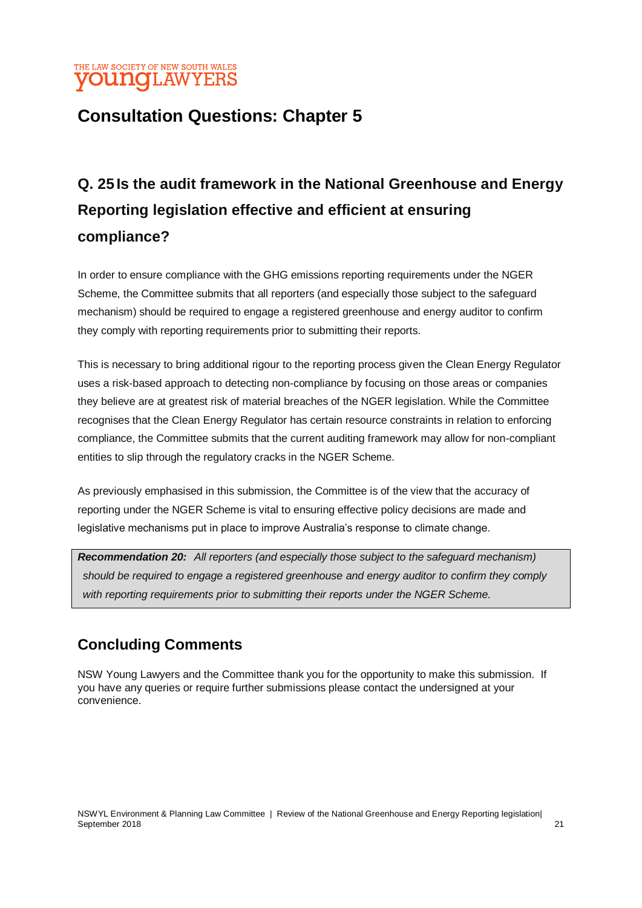# Consultation Questions: Chapter 5

## Q. 25 Is the audit framework in the National Greenhouse and Energy Reporting legislation effective and efficient at ensuring compliance?

In order to ensure compliance with the GHG emissions reporting requirements under the NGER Scheme, the Committee submits that all reporters (and especially those subject to the safeguard mechanism) should be required to engage a registered greenhouse and energy auditor to confirm they comply with reporting requirements prior to submitting their reports.

This is necessary to bring additional rigour to the reporting process given the Clean Energy Regulator uses a risk-based approach to detecting non-compliance by focusing on those areas or companies they believe are at greatest risk of material breaches of the NGER legislation. While the Committee recognises that the Clean Energy Regulator has certain resource constraints in relation to enforcing compliance, the Committee submits that the current auditing framework may allow for non-compliant entities to slip through the regulatory cracks in the NGER Scheme.

As previously emphasised in this submission, the Committee is of the view that the accuracy of reporting under the NGER Scheme is vital to ensuring effective policy decisions are made and legislative mechanisms put in place to improve Australia's response to climate change.

> ***Recommendation 20:*** *All reporters (and especially those subject to the safeguard mechanism) should be required to engage a registered greenhouse and energy auditor to confirm they comply with reporting requirements prior to submitting their reports under the NGER Scheme.*

## Concluding Comments

NSW Young Lawyers and the Committee thank you for the opportunity to make this submission. If you have any queries or require further submissions please contact the undersigned at your convenience.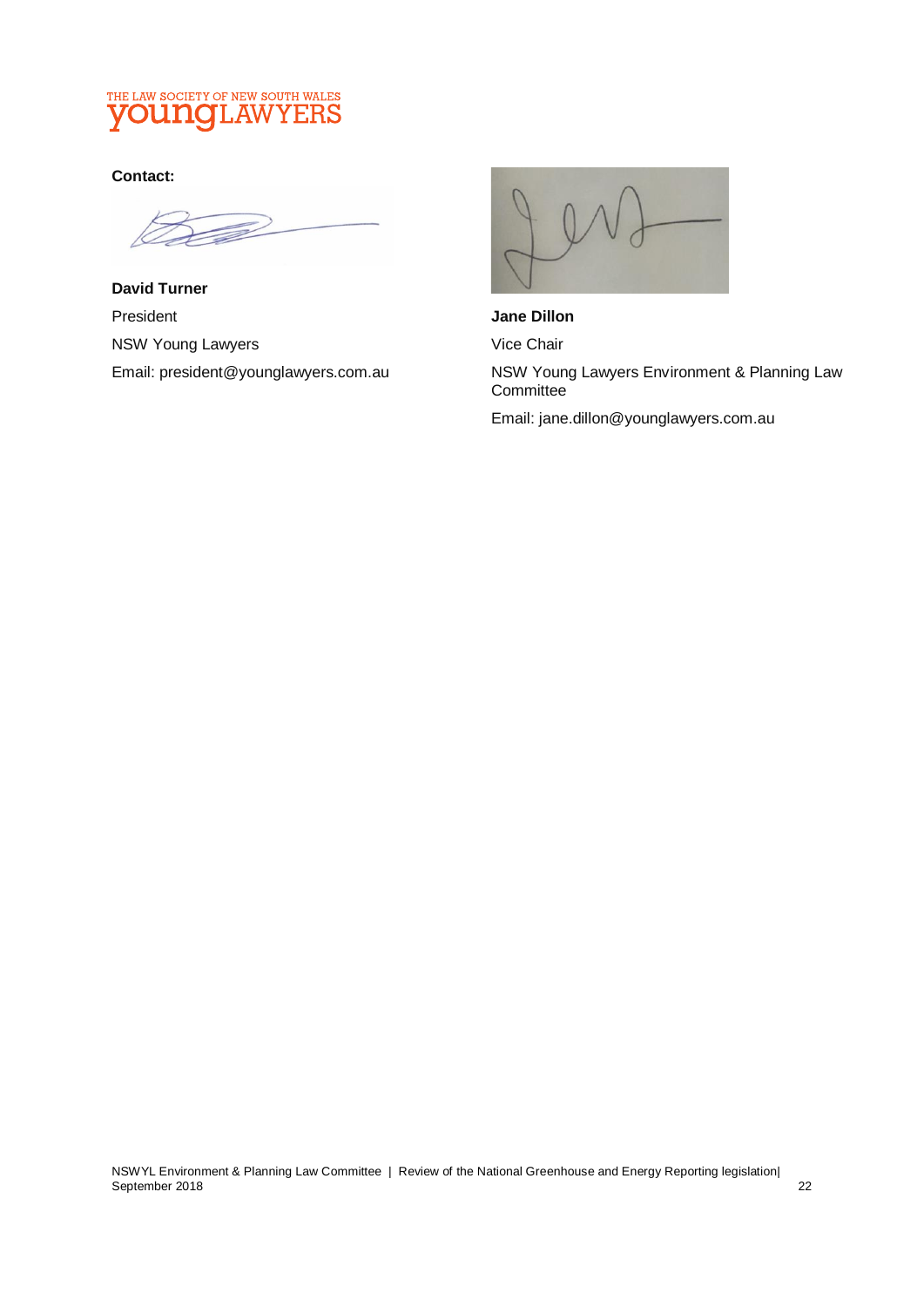**Contact:**

**David Turner**

President

NSW Young Lawyers

Email: president@younglawyers.com.au

**Jane Dillon**

Vice Chair

NSW Young Lawyers Environment & Planning Law Committee

Email: jane.dillon@younglawyers.com.au